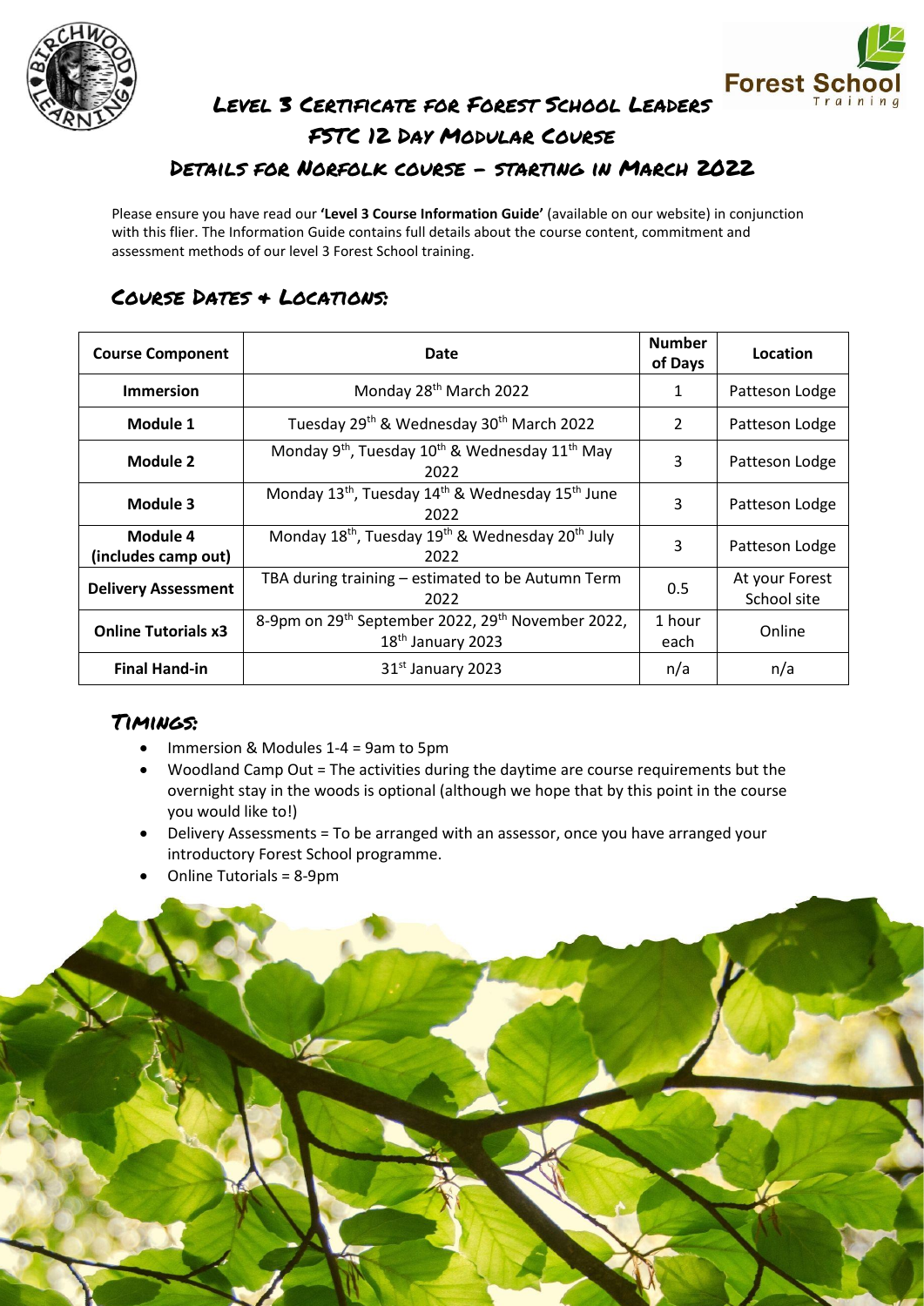# Level 3 Certificate for Forest School Leaders

## FSTC 12 Day Modular Course

## Details for Norfolk course – starting in March 2022

Please ensure you have read our **'Level 3 Course Information Guide'** (available on our website) in conjunction with this flier. The Information Guide contains full details about the course content, commitment and assessment methods of our level 3 Forest School training.

## Course Dates + Locations:

| Course Component | Date | Number of Days | Location |
|---|---|---|---|
| **Immersion** | Monday 28th March 2022 | 1 | Patteson Lodge |
| **Module 1** | Tuesday 29th & Wednesday 30th March 2022 | 2 | Patteson Lodge |
| **Module 2** | Monday 9th, Tuesday 10th & Wednesday 11th May 2022 | 3 | Patteson Lodge |
| **Module 3** | Monday 13th, Tuesday 14th & Wednesday 15th June 2022 | 3 | Patteson Lodge |
| **Module 4 (includes camp out)** | Monday 18th, Tuesday 19th & Wednesday 20th July 2022 | 3 | Patteson Lodge |
| **Delivery Assessment** | TBA during training – estimated to be Autumn Term 2022 | 0.5 | At your Forest School site |
| **Online Tutorials x3** | 8-9pm on 29th September 2022, 29th November 2022, 18th January 2023 | 1 hour each | Online |
| **Final Hand-in** | 31st January 2023 | n/a | n/a |

## Timings:

- Immersion & Modules 1-4 = 9am to 5pm
- Woodland Camp Out = The activities during the daytime are course requirements but the overnight stay in the woods is optional (although we hope that by this point in the course you would like to!)
- Delivery Assessments = To be arranged with an assessor, once you have arranged your introductory Forest School programme.
- Online Tutorials = 8-9pm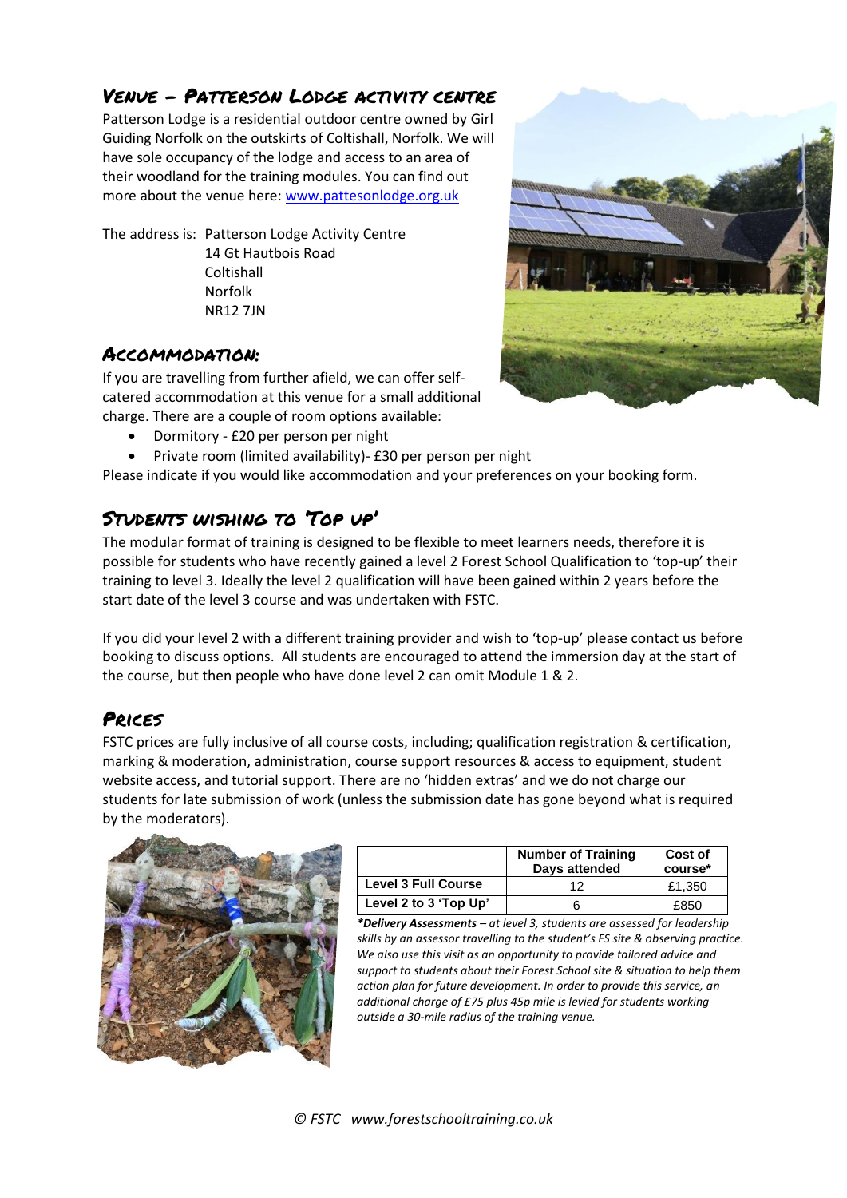## Venue – Patterson Lodge activity centre

Patterson Lodge is a residential outdoor centre owned by Girl Guiding Norfolk on the outskirts of Coltishall, Norfolk. We will have sole occupancy of the lodge and access to an area of their woodland for the training modules. You can find out more about the venue here: www.pattesonlodge.org.uk

The address is: Patterson Lodge Activity Centre
14 Gt Hautbois Road
Coltishall
Norfolk
NR12 7JN

## Accommodation:

If you are travelling from further afield, we can offer self-catered accommodation at this venue for a small additional charge. There are a couple of room options available:

- Dormitory - £20 per person per night
- Private room (limited availability)- £30 per person per night

Please indicate if you would like accommodation and your preferences on your booking form.

## Students wishing to 'Top up'

The modular format of training is designed to be flexible to meet learners needs, therefore it is possible for students who have recently gained a level 2 Forest School Qualification to 'top-up' their training to level 3. Ideally the level 2 qualification will have been gained within 2 years before the start date of the level 3 course and was undertaken with FSTC.

If you did your level 2 with a different training provider and wish to 'top-up' please contact us before booking to discuss options. All students are encouraged to attend the immersion day at the start of the course, but then people who have done level 2 can omit Module 1 & 2.

## Prices

FSTC prices are fully inclusive of all course costs, including; qualification registration & certification, marking & moderation, administration, course support resources & access to equipment, student website access, and tutorial support. There are no 'hidden extras' and we do not charge our students for late submission of work (unless the submission date has gone beyond what is required by the moderators).

| | Number of Training Days attended | Cost of course* |
|---|---|---|
| **Level 3 Full Course** | 12 | £1,350 |
| **Level 2 to 3 'Top Up'** | 6 | £850 |

***Delivery Assessments** – at level 3, students are assessed for leadership skills by an assessor travelling to the student's FS site & observing practice. We also use this visit as an opportunity to provide tailored advice and support to students about their Forest School site & situation to help them action plan for future development. In order to provide this service, an additional charge of £75 plus 45p mile is levied for students working outside a 30-mile radius of the training venue.*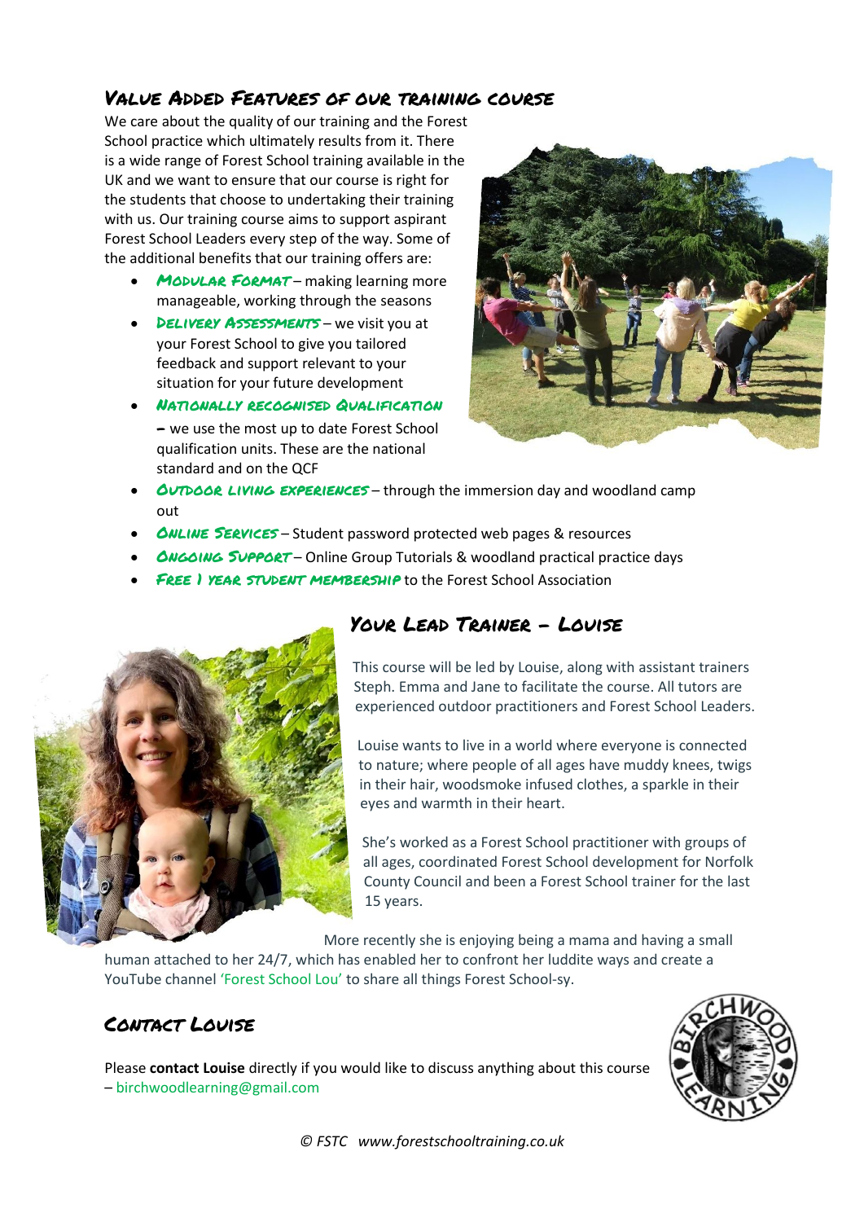## Value Added Features of our training course

We care about the quality of our training and the Forest School practice which ultimately results from it. There is a wide range of Forest School training available in the UK and we want to ensure that our course is right for the students that choose to undertaking their training with us. Our training course aims to support aspirant Forest School Leaders every step of the way. Some of the additional benefits that our training offers are:

- **Modular Format** – making learning more manageable, working through the seasons
- **Delivery Assessments** – we visit you at your Forest School to give you tailored feedback and support relevant to your situation for your future development
- **Nationally recognised Qualification** – we use the most up to date Forest School qualification units. These are the national standard and on the QCF
- **Outdoor living experiences** – through the immersion day and woodland camp out
- **Online Services** – Student password protected web pages & resources
- **Ongoing Support** – Online Group Tutorials & woodland practical practice days
- **Free 1 year student membership** to the Forest School Association

## Your Lead Trainer – Louise

This course will be led by Louise, along with assistant trainers Steph. Emma and Jane to facilitate the course. All tutors are experienced outdoor practitioners and Forest School Leaders.

Louise wants to live in a world where everyone is connected to nature; where people of all ages have muddy knees, twigs in their hair, woodsmoke infused clothes, a sparkle in their eyes and warmth in their heart.

She's worked as a Forest School practitioner with groups of all ages, coordinated Forest School development for Norfolk County Council and been a Forest School trainer for the last 15 years.

More recently she is enjoying being a mama and having a small human attached to her 24/7, which has enabled her to confront her luddite ways and create a YouTube channel 'Forest School Lou' to share all things Forest School-sy.

## Contact Louise

Please **contact Louise** directly if you would like to discuss anything about this course – birchwoodlearning@gmail.com

© FSTC www.forestschooltraining.co.uk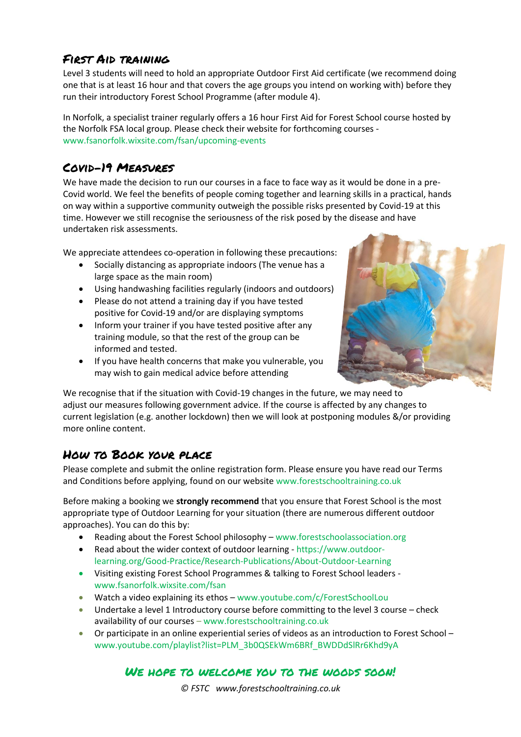## First Aid training

Level 3 students will need to hold an appropriate Outdoor First Aid certificate (we recommend doing one that is at least 16 hour and that covers the age groups you intend on working with) before they run their introductory Forest School Programme (after module 4).

In Norfolk, a specialist trainer regularly offers a 16 hour First Aid for Forest School course hosted by the Norfolk FSA local group. Please check their website for forthcoming courses - www.fsanorfolk.wixsite.com/fsan/upcoming-events

## Covid-19 Measures

We have made the decision to run our courses in a face to face way as it would be done in a pre-Covid world. We feel the benefits of people coming together and learning skills in a practical, hands on way within a supportive community outweigh the possible risks presented by Covid-19 at this time. However we still recognise the seriousness of the risk posed by the disease and have undertaken risk assessments.

We appreciate attendees co-operation in following these precautions:

- Socially distancing as appropriate indoors (The venue has a large space as the main room)
- Using handwashing facilities regularly (indoors and outdoors)
- Please do not attend a training day if you have tested positive for Covid-19 and/or are displaying symptoms
- Inform your trainer if you have tested positive after any training module, so that the rest of the group can be informed and tested.
- If you have health concerns that make you vulnerable, you may wish to gain medical advice before attending

We recognise that if the situation with Covid-19 changes in the future, we may need to adjust our measures following government advice. If the course is affected by any changes to current legislation (e.g. another lockdown) then we will look at postponing modules &/or providing more online content.

## How to Book your place

Please complete and submit the online registration form. Please ensure you have read our Terms and Conditions before applying, found on our website www.forestschooltraining.co.uk

Before making a booking we **strongly recommend** that you ensure that Forest School is the most appropriate type of Outdoor Learning for your situation (there are numerous different outdoor approaches). You can do this by:

- Reading about the Forest School philosophy – www.forestschoolassociation.org
- Read about the wider context of outdoor learning - https://www.outdoor-learning.org/Good-Practice/Research-Publications/About-Outdoor-Learning
- Visiting existing Forest School Programmes & talking to Forest School leaders - www.fsanorfolk.wixsite.com/fsan
- Watch a video explaining its ethos – www.youtube.com/c/ForestSchoolLou
- Undertake a level 1 Introductory course before committing to the level 3 course – check availability of our courses – www.forestschooltraining.co.uk
- Or participate in an online experiential series of videos as an introduction to Forest School – www.youtube.com/playlist?list=PLM_3b0QSEkWm6BRf_BWDDdSlRr6Khd9yA

## We hope to welcome you to the woods soon!

*© FSTC www.forestschooltraining.co.uk*